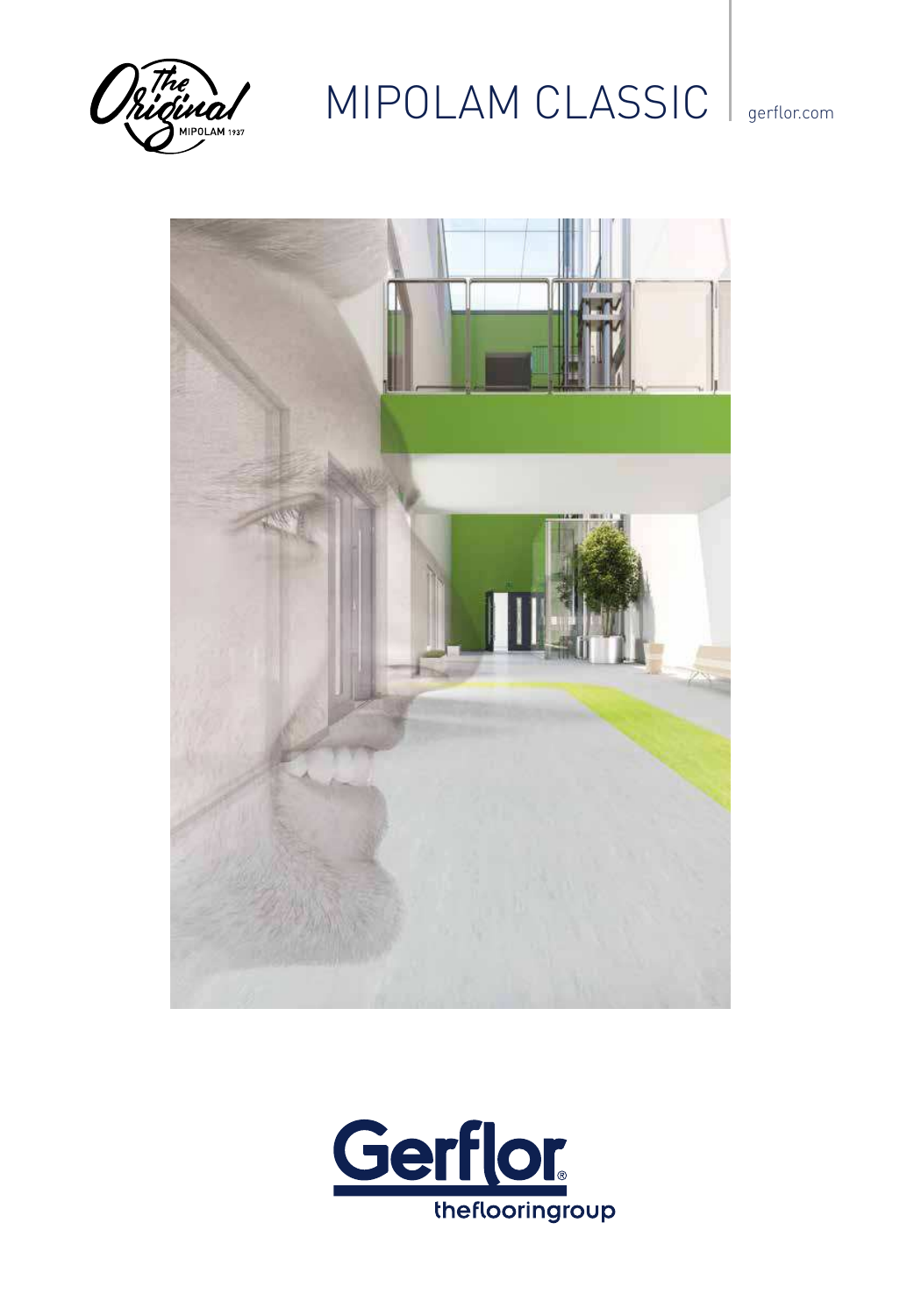The Original MIPOLAM 1937

# MIPOLAM CLASSIC

gerflor.com

Gerflor® theflooringroup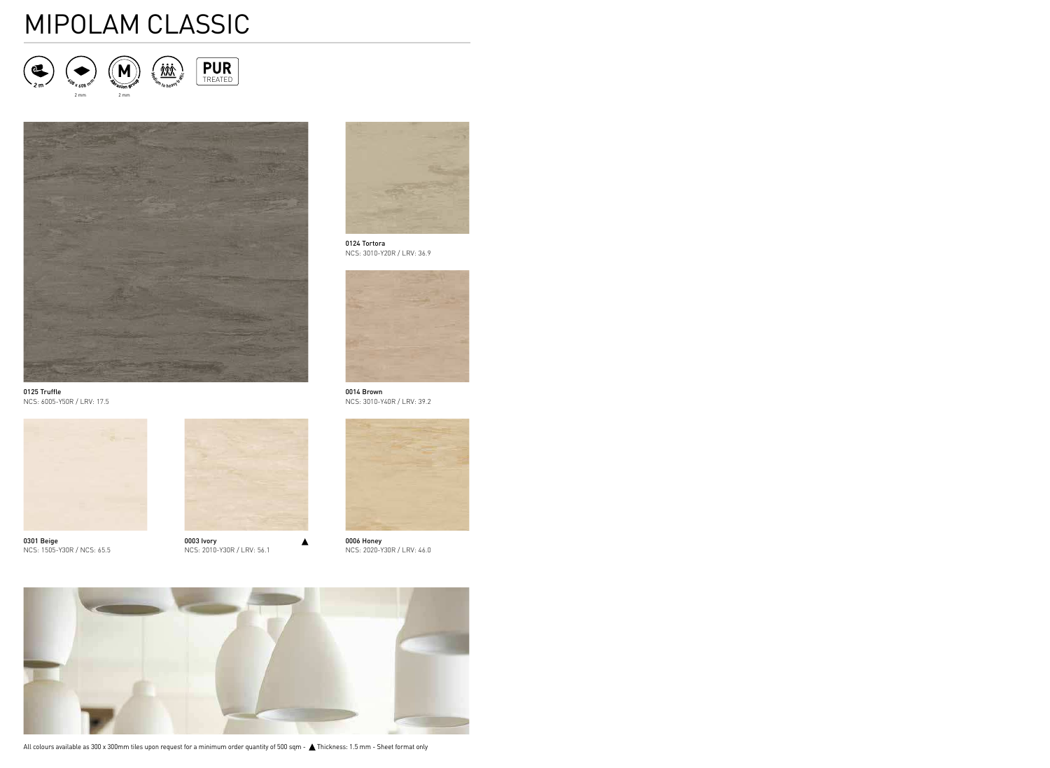# MIPOLAM CLASSIC

2 m

608 x 608 mm
2 mm

M
Abrasion group
2 mm

Medium to heavy traffic

PUR TREATED

0124 Tortora
NCS: 3010-Y20R / LRV: 36.9

0125 Truffle
NCS: 6005-Y50R / LRV: 17.5

0014 Brown
NCS: 3010-Y40R / LRV: 39.2

0301 Beige
NCS: 1505-Y30R / NCS: 65.5

0003 Ivory ▲
NCS: 2010-Y30R / LRV: 56.1

0006 Honey
NCS: 2020-Y30R / LRV: 46.0

All colours available as 300 x 300mm tiles upon request for a minimum order quantity of 500 sqm - ▲ Thickness: 1.5 mm - Sheet format only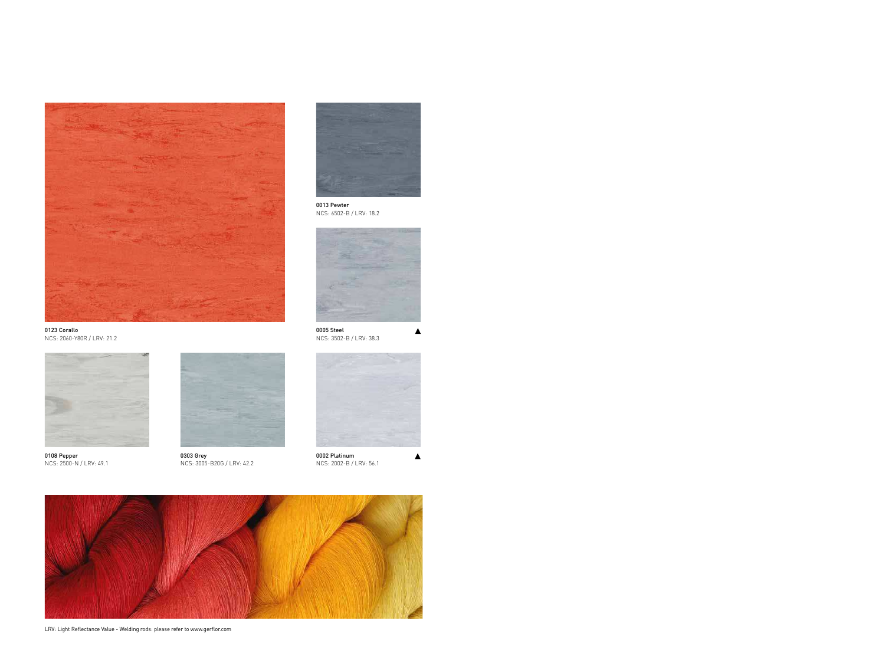**0123 Corallo**
NCS: 2060-Y80R / LRV: 21.2

**0013 Pewter**
NCS: 6502-B / LRV: 18.2

**0005 Steel** ▲
NCS: 3502-B / LRV: 38.3

**0108 Pepper**
NCS: 2500-N / LRV: 49.1

**0303 Grey**
NCS: 3005-B20G / LRV: 42.2

**0002 Platinum** ▲
NCS: 2002-B / LRV: 56.1

LRV: Light Reflectance Value - Welding rods: please refer to www.gerflor.com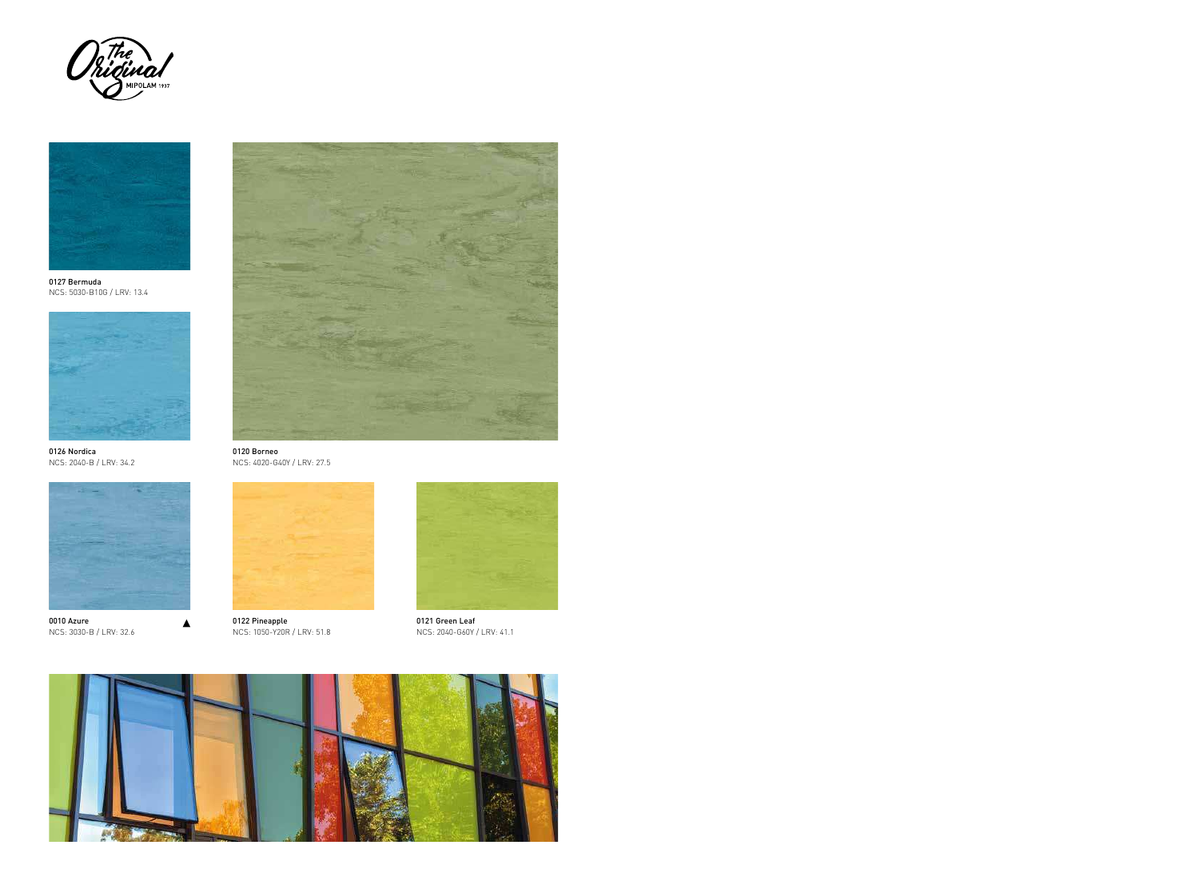0127 Bermuda
NCS: 5030-B10G / LRV: 13.4

0126 Nordica
NCS: 2040-B / LRV: 34.2

0120 Borneo
NCS: 4020-G40Y / LRV: 27.5

0010 Azure ▲
NCS: 3030-B / LRV: 32.6

0122 Pineapple
NCS: 1050-Y20R / LRV: 51.8

0121 Green Leaf
NCS: 2040-G60Y / LRV: 41.1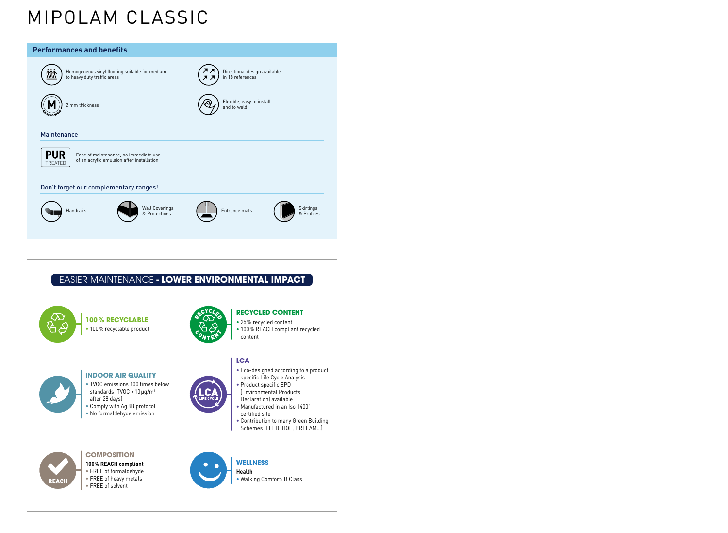# MIPOLAM CLASSIC

## Performances and benefits

- Homogeneous vinyl flooring suitable for medium to heavy duty traffic areas
- Directional design available in 18 references
- M — 2 mm thickness
- Flexible, easy to install and to weld

### Maintenance

PUR TREATED — Ease of maintenance, no immediate use of an acrylic emulsion after installation

### Don't forget our complementary ranges!

- Handrails
- Wall Coverings & Protections
- Entrance mats
- Skirtings & Profiles

## EASIER MAINTENANCE - LOWER ENVIRONMENTAL IMPACT

### 100 % RECYCLABLE

- 100 % recyclable product

### RECYCLED CONTENT

- 25 % recycled content
- 100 % REACH compliant recycled content

### INDOOR AIR QUALITY

- TVOC emissions 100 times below standards (TVOC < 10 µg/m³ after 28 days)
- Comply with AgBB protocol
- No formaldehyde emission

### LCA

- Eco-designed according to a product specific Life Cycle Analysis
- Product specific EPD (Environmental Products Declaration) available
- Manufactured in an Iso 14001 certified site
- Contribution to many Green Building Schemes (LEED, HQE, BREEAM...)

### COMPOSITION

**100% REACH compliant**

- FREE of formaldehyde
- FREE of heavy metals
- FREE of solvent

### WELLNESS

**Health**

- Walking Comfort: B Class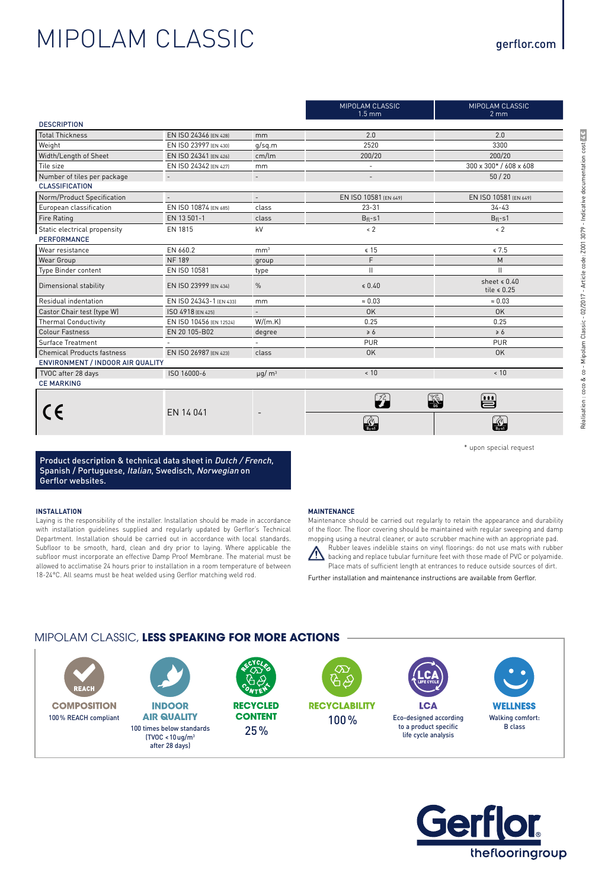# MIPOLAM CLASSIC

gerflor.com

| | | | MIPOLAM CLASSIC 1.5 mm | MIPOLAM CLASSIC 2 mm |
|---|---|---|---|---|
| **DESCRIPTION** | | | | |
| Total Thickness | EN ISO 24346 (EN 428) | mm | 2.0 | 2.0 |
| Weight | EN ISO 23997 (EN 430) | g/sq.m | 2520 | 3300 |
| Width/Length of Sheet | EN ISO 24341 (EN 426) | cm/lm | 200/20 | 200/20 |
| Tile size | EN ISO 24342 (EN 427) | mm | - | 300 x 300* / 608 x 608 |
| Number of tiles per package | - | - | - | 50 / 20 |
| **CLASSIFICATION** | | | | |
| Norm/Product Specification | - | - | EN ISO 10581 (EN 649) | EN ISO 10581 (EN 649) |
| European classification | EN ISO 10874 (EN 685) | class | 23-31 | 34-43 |
| Fire Rating | EN 13 501-1 | class | $B_{fl}$-s1 | $B_{fl}$-s1 |
| Static electrical propensity | EN 1815 | kV | < 2 | < 2 |
| **PERFORMANCE** | | | | |
| Wear resistance | EN 660.2 | mm³ | ≤ 15 | ≤ 7.5 |
| Wear Group | NF 189 | group | F | M |
| Type Binder content | EN ISO 10581 | type | II | II |
| Dimensional stability | EN ISO 23999 (EN 434) | % | ≤ 0.40 | sheet ≤ 0.40 tile ≤ 0.25 |
| Residual indentation | EN ISO 24343-1 (EN 433) | mm | ≈ 0.03 | ≈ 0.03 |
| Castor Chair test (type W) | ISO 4918 (EN 425) | - | OK | OK |
| Thermal Conductivity | EN ISO 10456 (EN 12524) | W/(m.K) | 0.25 | 0.25 |
| Colour Fastness | EN 20 105-B02 | degree | ≥ 6 | ≥ 6 |
| Surface Treatment | - | - | PUR | PUR |
| Chemical Products fastness | EN ISO 26987 (EN 423) | class | OK | OK |
| **ENVIRONMENT / INDOOR AIR QUALITY** | | | | |
| TVOC after 28 days | ISO 16000-6 | µg/ m³ | < 10 | < 10 |
| **CE MARKING** | | | | |
| CE | EN 14 041 | - | $B_{fl}$-s1 | $B_{fl}$-s1 |

\* upon special request

Product description & technical data sheet in *Dutch / French*, Spanish / Portuguese, *Italian*, Swedisch, *Norwegian* on Gerflor websites.

### INSTALLATION

Laying is the responsibility of the installer. Installation should be made in accordance with installation guidelines supplied and regularly updated by Gerflor's Technical Department. Installation should be carried out in accordance with local standards. Subfloor to be smooth, hard, clean and dry prior to laying. Where applicable the subfloor must incorporate an effective Damp Proof Membrane. The material must be allowed to acclimatise 24 hours prior to installation in a room temperature of between 18-24°C. All seams must be heat welded using Gerflor matching weld rod.

### MAINTENANCE

Maintenance should be carried out regularly to retain the appearance and durability of the floor. The floor covering should be maintained with regular sweeping and damp mopping using a neutral cleaner, or auto scrubber machine with an appropriate pad.

⚠ Rubber leaves indelible stains on vinyl floorings: do not use mats with rubber backing and replace tubular furniture feet with those made of PVC or polyamide. Place mats of sufficient length at entrances to reduce outside sources of dirt.

Further installation and maintenance instructions are available from Gerflor.

## MIPOLAM CLASSIC, **LESS SPEAKING FOR MORE ACTIONS**

**COMPOSITION**
100% REACH compliant

**INDOOR AIR QUALITY**
100 times below standards (TVOC < 10 ug/m³ after 28 days)

**RECYCLED CONTENT**
25%

**RECYCLABILITY**
100%

**LCA**
Eco-designed according to a product specific life cycle analysis

**WELLNESS**
Walking comfort: B class

Gerflor
theflooringgroup

Réalisation : co:co & co - Mipolam Classic - 02/2017 - Article code: Z001 3079 - Indicative documentation cost: 4 €